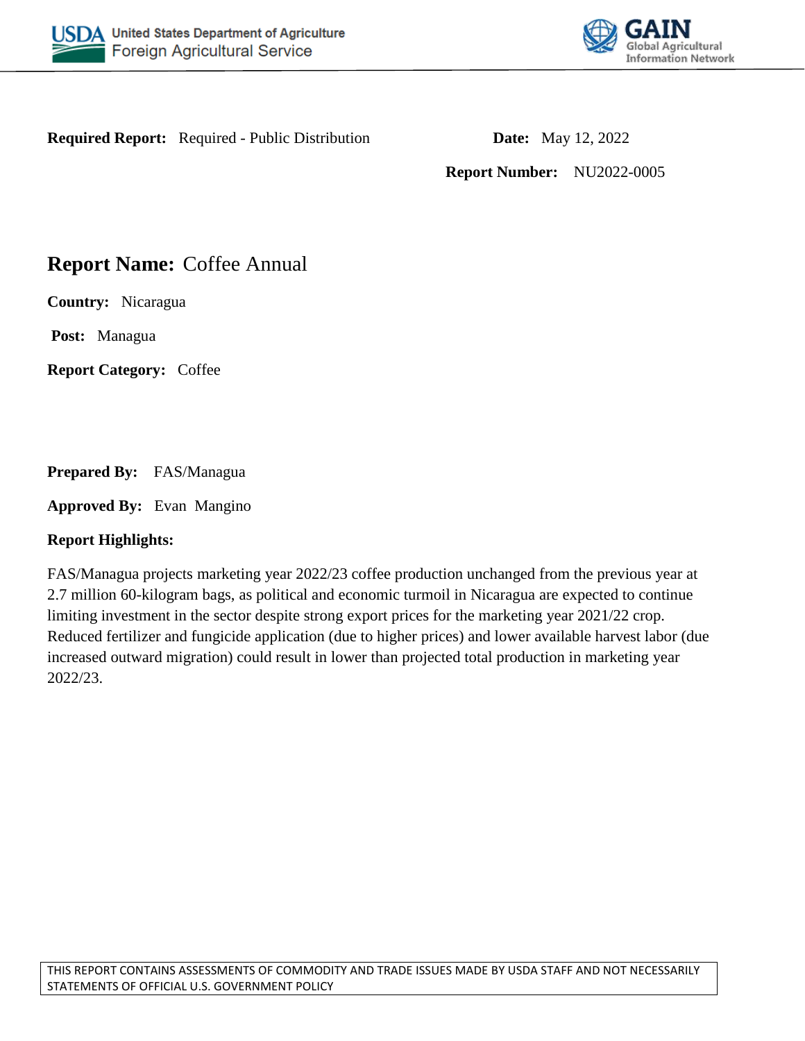**Required Report:** Required - Public Distribution **Date:** May 12, 2022

**Report Number:** NU2022-0005

# Report Name: Coffee Annual

**Country:** Nicaragua

**Post:** Managua

**Report Category:** Coffee

**Prepared By:** FAS/Managua

**Approved By:** Evan Mangino

**Report Highlights:**

FAS/Managua projects marketing year 2022/23 coffee production unchanged from the previous year at 2.7 million 60-kilogram bags, as political and economic turmoil in Nicaragua are expected to continue limiting investment in the sector despite strong export prices for the marketing year 2021/22 crop. Reduced fertilizer and fungicide application (due to higher prices) and lower available harvest labor (due increased outward migration) could result in lower than projected total production in marketing year 2022/23.

THIS REPORT CONTAINS ASSESSMENTS OF COMMODITY AND TRADE ISSUES MADE BY USDA STAFF AND NOT NECESSARILY STATEMENTS OF OFFICIAL U.S. GOVERNMENT POLICY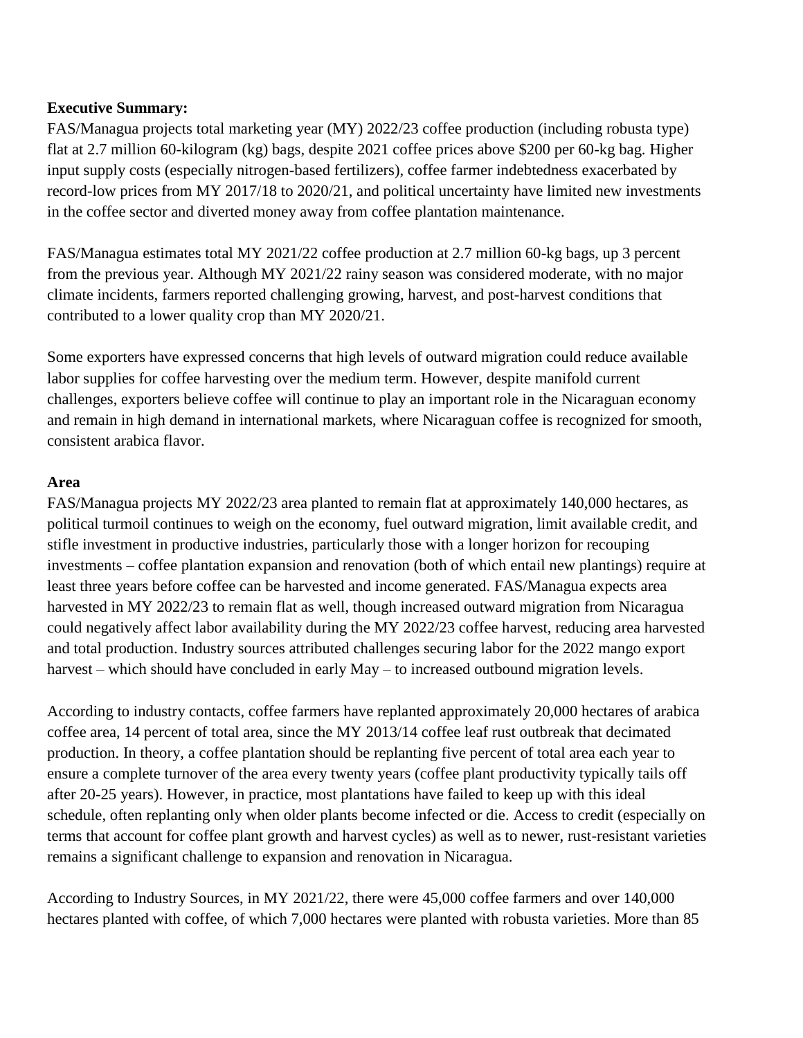**Executive Summary:**

FAS/Managua projects total marketing year (MY) 2022/23 coffee production (including robusta type) flat at 2.7 million 60-kilogram (kg) bags, despite 2021 coffee prices above $200 per 60-kg bag. Higher input supply costs (especially nitrogen-based fertilizers), coffee farmer indebtedness exacerbated by record-low prices from MY 2017/18 to 2020/21, and political uncertainty have limited new investments in the coffee sector and diverted money away from coffee plantation maintenance.

FAS/Managua estimates total MY 2021/22 coffee production at 2.7 million 60-kg bags, up 3 percent from the previous year. Although MY 2021/22 rainy season was considered moderate, with no major climate incidents, farmers reported challenging growing, harvest, and post-harvest conditions that contributed to a lower quality crop than MY 2020/21.

Some exporters have expressed concerns that high levels of outward migration could reduce available labor supplies for coffee harvesting over the medium term. However, despite manifold current challenges, exporters believe coffee will continue to play an important role in the Nicaraguan economy and remain in high demand in international markets, where Nicaraguan coffee is recognized for smooth, consistent arabica flavor.

**Area**

FAS/Managua projects MY 2022/23 area planted to remain flat at approximately 140,000 hectares, as political turmoil continues to weigh on the economy, fuel outward migration, limit available credit, and stifle investment in productive industries, particularly those with a longer horizon for recouping investments – coffee plantation expansion and renovation (both of which entail new plantings) require at least three years before coffee can be harvested and income generated. FAS/Managua expects area harvested in MY 2022/23 to remain flat as well, though increased outward migration from Nicaragua could negatively affect labor availability during the MY 2022/23 coffee harvest, reducing area harvested and total production. Industry sources attributed challenges securing labor for the 2022 mango export harvest – which should have concluded in early May – to increased outbound migration levels.

According to industry contacts, coffee farmers have replanted approximately 20,000 hectares of arabica coffee area, 14 percent of total area, since the MY 2013/14 coffee leaf rust outbreak that decimated production. In theory, a coffee plantation should be replanting five percent of total area each year to ensure a complete turnover of the area every twenty years (coffee plant productivity typically tails off after 20-25 years). However, in practice, most plantations have failed to keep up with this ideal schedule, often replanting only when older plants become infected or die. Access to credit (especially on terms that account for coffee plant growth and harvest cycles) as well as to newer, rust-resistant varieties remains a significant challenge to expansion and renovation in Nicaragua.

According to Industry Sources, in MY 2021/22, there were 45,000 coffee farmers and over 140,000 hectares planted with coffee, of which 7,000 hectares were planted with robusta varieties. More than 85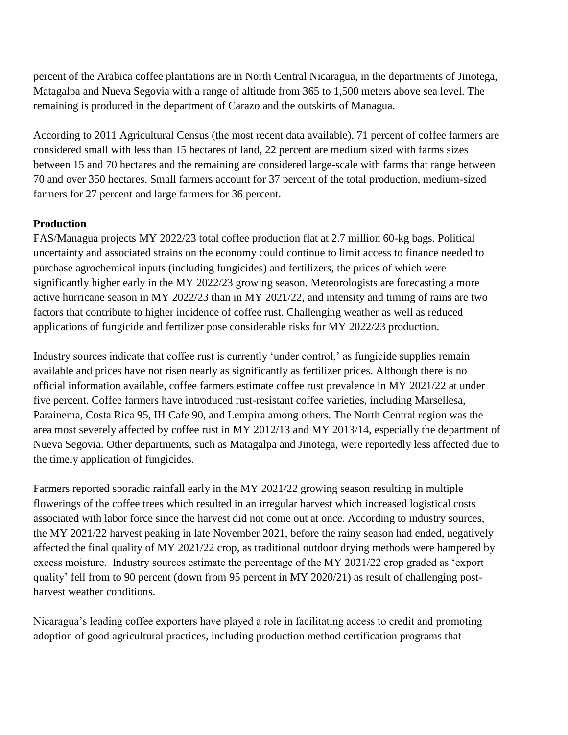percent of the Arabica coffee plantations are in North Central Nicaragua, in the departments of Jinotega, Matagalpa and Nueva Segovia with a range of altitude from 365 to 1,500 meters above sea level. The remaining is produced in the department of Carazo and the outskirts of Managua.

According to 2011 Agricultural Census (the most recent data available), 71 percent of coffee farmers are considered small with less than 15 hectares of land, 22 percent are medium sized with farms sizes between 15 and 70 hectares and the remaining are considered large-scale with farms that range between 70 and over 350 hectares. Small farmers account for 37 percent of the total production, medium-sized farmers for 27 percent and large farmers for 36 percent.

**Production**

FAS/Managua projects MY 2022/23 total coffee production flat at 2.7 million 60-kg bags. Political uncertainty and associated strains on the economy could continue to limit access to finance needed to purchase agrochemical inputs (including fungicides) and fertilizers, the prices of which were significantly higher early in the MY 2022/23 growing season. Meteorologists are forecasting a more active hurricane season in MY 2022/23 than in MY 2021/22, and intensity and timing of rains are two factors that contribute to higher incidence of coffee rust. Challenging weather as well as reduced applications of fungicide and fertilizer pose considerable risks for MY 2022/23 production.

Industry sources indicate that coffee rust is currently 'under control,' as fungicide supplies remain available and prices have not risen nearly as significantly as fertilizer prices. Although there is no official information available, coffee farmers estimate coffee rust prevalence in MY 2021/22 at under five percent. Coffee farmers have introduced rust-resistant coffee varieties, including Marsellesa, Parainema, Costa Rica 95, IH Cafe 90, and Lempira among others. The North Central region was the area most severely affected by coffee rust in MY 2012/13 and MY 2013/14, especially the department of Nueva Segovia. Other departments, such as Matagalpa and Jinotega, were reportedly less affected due to the timely application of fungicides.

Farmers reported sporadic rainfall early in the MY 2021/22 growing season resulting in multiple flowerings of the coffee trees which resulted in an irregular harvest which increased logistical costs associated with labor force since the harvest did not come out at once. According to industry sources, the MY 2021/22 harvest peaking in late November 2021, before the rainy season had ended, negatively affected the final quality of MY 2021/22 crop, as traditional outdoor drying methods were hampered by excess moisture. Industry sources estimate the percentage of the MY 2021/22 crop graded as 'export quality' fell from to 90 percent (down from 95 percent in MY 2020/21) as result of challenging post-harvest weather conditions.

Nicaragua's leading coffee exporters have played a role in facilitating access to credit and promoting adoption of good agricultural practices, including production method certification programs that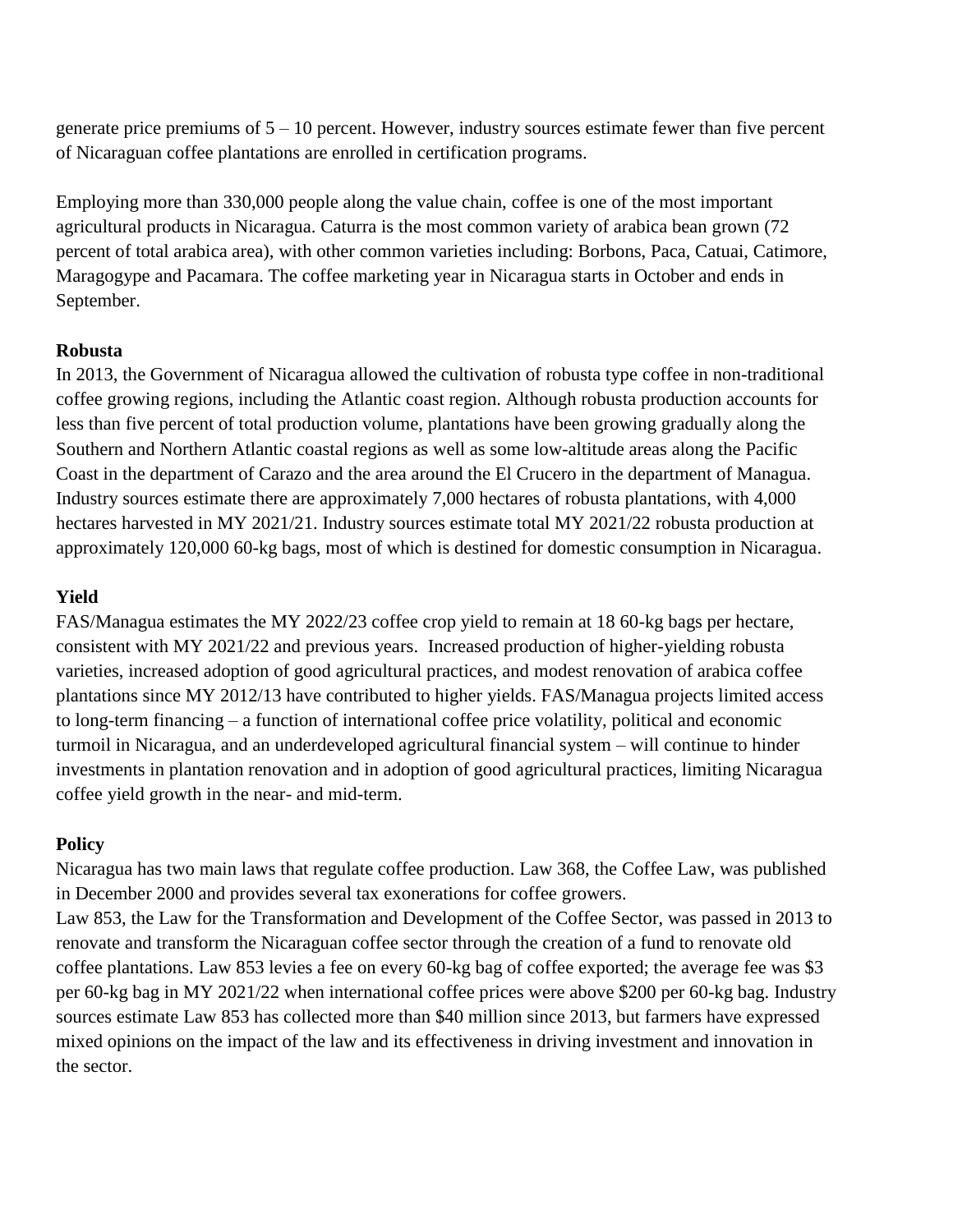generate price premiums of 5 – 10 percent. However, industry sources estimate fewer than five percent of Nicaraguan coffee plantations are enrolled in certification programs.

Employing more than 330,000 people along the value chain, coffee is one of the most important agricultural products in Nicaragua. Caturra is the most common variety of arabica bean grown (72 percent of total arabica area), with other common varieties including: Borbons, Paca, Catuai, Catimore, Maragogype and Pacamara. The coffee marketing year in Nicaragua starts in October and ends in September.

**Robusta**

In 2013, the Government of Nicaragua allowed the cultivation of robusta type coffee in non-traditional coffee growing regions, including the Atlantic coast region. Although robusta production accounts for less than five percent of total production volume, plantations have been growing gradually along the Southern and Northern Atlantic coastal regions as well as some low-altitude areas along the Pacific Coast in the department of Carazo and the area around the El Crucero in the department of Managua. Industry sources estimate there are approximately 7,000 hectares of robusta plantations, with 4,000 hectares harvested in MY 2021/21. Industry sources estimate total MY 2021/22 robusta production at approximately 120,000 60-kg bags, most of which is destined for domestic consumption in Nicaragua.

**Yield**

FAS/Managua estimates the MY 2022/23 coffee crop yield to remain at 18 60-kg bags per hectare, consistent with MY 2021/22 and previous years. Increased production of higher-yielding robusta varieties, increased adoption of good agricultural practices, and modest renovation of arabica coffee plantations since MY 2012/13 have contributed to higher yields. FAS/Managua projects limited access to long-term financing – a function of international coffee price volatility, political and economic turmoil in Nicaragua, and an underdeveloped agricultural financial system – will continue to hinder investments in plantation renovation and in adoption of good agricultural practices, limiting Nicaragua coffee yield growth in the near- and mid-term.

**Policy**

Nicaragua has two main laws that regulate coffee production. Law 368, the Coffee Law, was published in December 2000 and provides several tax exonerations for coffee growers.

Law 853, the Law for the Transformation and Development of the Coffee Sector, was passed in 2013 to renovate and transform the Nicaraguan coffee sector through the creation of a fund to renovate old coffee plantations. Law 853 levies a fee on every 60-kg bag of coffee exported; the average fee was $3 per 60-kg bag in MY 2021/22 when international coffee prices were above $200 per 60-kg bag. Industry sources estimate Law 853 has collected more than $40 million since 2013, but farmers have expressed mixed opinions on the impact of the law and its effectiveness in driving investment and innovation in the sector.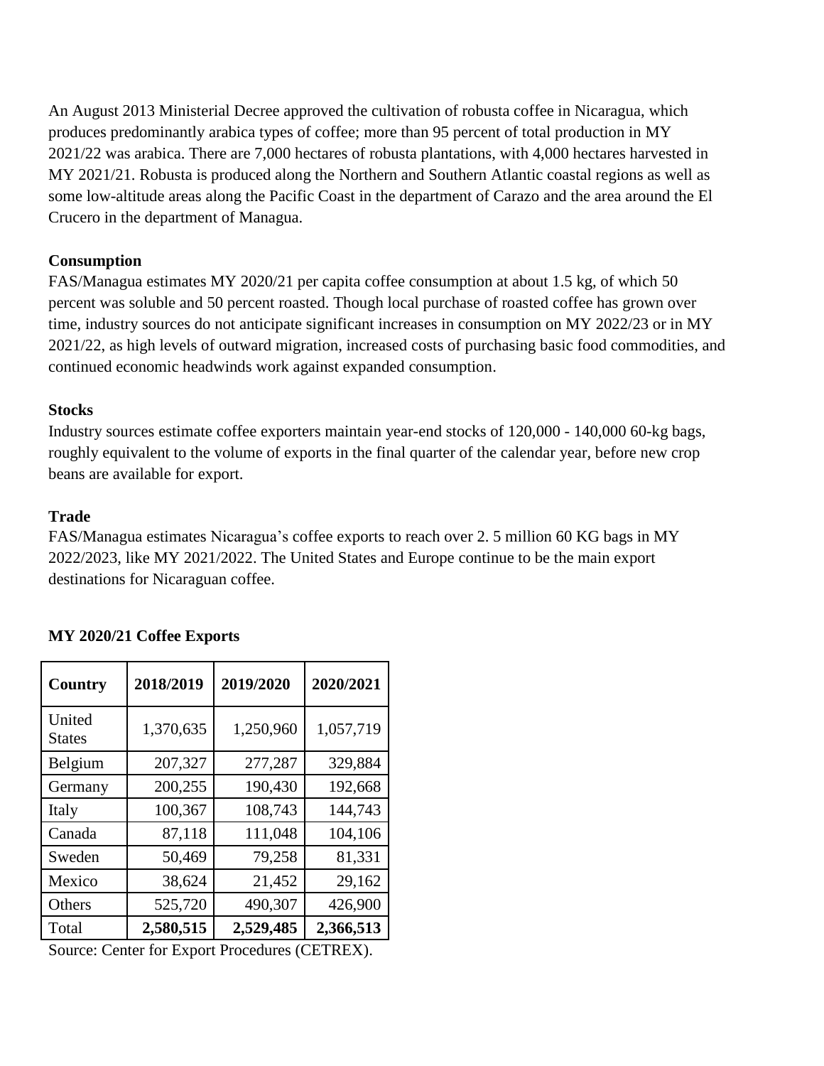An August 2013 Ministerial Decree approved the cultivation of robusta coffee in Nicaragua, which produces predominantly arabica types of coffee; more than 95 percent of total production in MY 2021/22 was arabica. There are 7,000 hectares of robusta plantations, with 4,000 hectares harvested in MY 2021/21. Robusta is produced along the Northern and Southern Atlantic coastal regions as well as some low-altitude areas along the Pacific Coast in the department of Carazo and the area around the El Crucero in the department of Managua.

**Consumption**

FAS/Managua estimates MY 2020/21 per capita coffee consumption at about 1.5 kg, of which 50 percent was soluble and 50 percent roasted. Though local purchase of roasted coffee has grown over time, industry sources do not anticipate significant increases in consumption on MY 2022/23 or in MY 2021/22, as high levels of outward migration, increased costs of purchasing basic food commodities, and continued economic headwinds work against expanded consumption.

**Stocks**

Industry sources estimate coffee exporters maintain year-end stocks of 120,000 - 140,000 60-kg bags, roughly equivalent to the volume of exports in the final quarter of the calendar year, before new crop beans are available for export.

**Trade**

FAS/Managua estimates Nicaragua's coffee exports to reach over 2. 5 million 60 KG bags in MY 2022/2023, like MY 2021/2022. The United States and Europe continue to be the main export destinations for Nicaraguan coffee.

**MY 2020/21 Coffee Exports**

| Country | 2018/2019 | 2019/2020 | 2020/2021 |
|---|---|---|---|
| United States | 1,370,635 | 1,250,960 | 1,057,719 |
| Belgium | 207,327 | 277,287 | 329,884 |
| Germany | 200,255 | 190,430 | 192,668 |
| Italy | 100,367 | 108,743 | 144,743 |
| Canada | 87,118 | 111,048 | 104,106 |
| Sweden | 50,469 | 79,258 | 81,331 |
| Mexico | 38,624 | 21,452 | 29,162 |
| Others | 525,720 | 490,307 | 426,900 |
| Total | **2,580,515** | **2,529,485** | **2,366,513** |

Source: Center for Export Procedures (CETREX).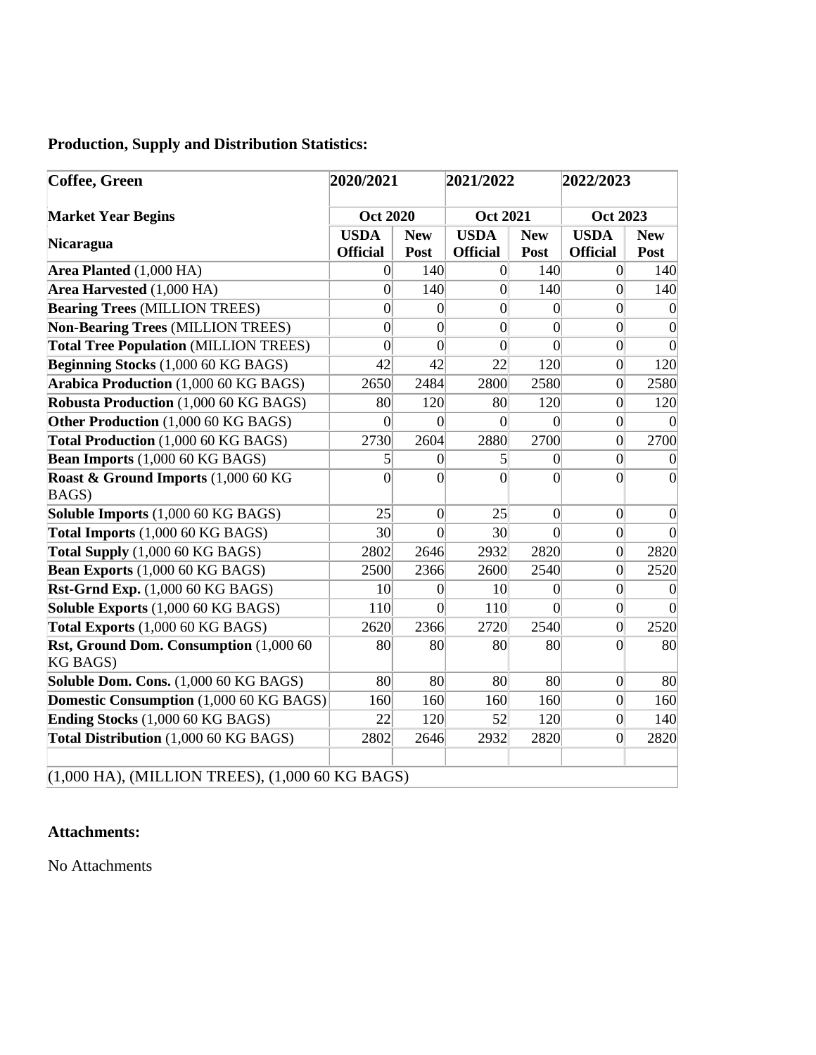**Production, Supply and Distribution Statistics:**

| Coffee, Green | 2020/2021 | | 2021/2022 | | 2022/2023 | |
|---|---|---|---|---|---|---|
| **Market Year Begins** | **Oct 2020** | | **Oct 2021** | | **Oct 2023** | |
| **Nicaragua** | **USDA Official** | **New Post** | **USDA Official** | **New Post** | **USDA Official** | **New Post** |
| **Area Planted** (1,000 HA) | 0 | 140 | 0 | 140 | 0 | 140 |
| **Area Harvested** (1,000 HA) | 0 | 140 | 0 | 140 | 0 | 140 |
| **Bearing Trees** (MILLION TREES) | 0 | 0 | 0 | 0 | 0 | 0 |
| **Non-Bearing Trees** (MILLION TREES) | 0 | 0 | 0 | 0 | 0 | 0 |
| **Total Tree Population** (MILLION TREES) | 0 | 0 | 0 | 0 | 0 | 0 |
| **Beginning Stocks** (1,000 60 KG BAGS) | 42 | 42 | 22 | 120 | 0 | 120 |
| **Arabica Production** (1,000 60 KG BAGS) | 2650 | 2484 | 2800 | 2580 | 0 | 2580 |
| **Robusta Production** (1,000 60 KG BAGS) | 80 | 120 | 80 | 120 | 0 | 120 |
| **Other Production** (1,000 60 KG BAGS) | 0 | 0 | 0 | 0 | 0 | 0 |
| **Total Production** (1,000 60 KG BAGS) | 2730 | 2604 | 2880 | 2700 | 0 | 2700 |
| **Bean Imports** (1,000 60 KG BAGS) | 5 | 0 | 5 | 0 | 0 | 0 |
| **Roast & Ground Imports** (1,000 60 KG BAGS) | 0 | 0 | 0 | 0 | 0 | 0 |
| **Soluble Imports** (1,000 60 KG BAGS) | 25 | 0 | 25 | 0 | 0 | 0 |
| **Total Imports** (1,000 60 KG BAGS) | 30 | 0 | 30 | 0 | 0 | 0 |
| **Total Supply** (1,000 60 KG BAGS) | 2802 | 2646 | 2932 | 2820 | 0 | 2820 |
| **Bean Exports** (1,000 60 KG BAGS) | 2500 | 2366 | 2600 | 2540 | 0 | 2520 |
| **Rst-Grnd Exp.** (1,000 60 KG BAGS) | 10 | 0 | 10 | 0 | 0 | 0 |
| **Soluble Exports** (1,000 60 KG BAGS) | 110 | 0 | 110 | 0 | 0 | 0 |
| **Total Exports** (1,000 60 KG BAGS) | 2620 | 2366 | 2720 | 2540 | 0 | 2520 |
| **Rst, Ground Dom. Consumption** (1,000 60 KG BAGS) | 80 | 80 | 80 | 80 | 0 | 80 |
| **Soluble Dom. Cons.** (1,000 60 KG BAGS) | 80 | 80 | 80 | 80 | 0 | 80 |
| **Domestic Consumption** (1,000 60 KG BAGS) | 160 | 160 | 160 | 160 | 0 | 160 |
| **Ending Stocks** (1,000 60 KG BAGS) | 22 | 120 | 52 | 120 | 0 | 140 |
| **Total Distribution** (1,000 60 KG BAGS) | 2802 | 2646 | 2932 | 2820 | 0 | 2820 |
| | | | | | | |
| (1,000 HA), (MILLION TREES), (1,000 60 KG BAGS) | | | | | | |

**Attachments:**

No Attachments